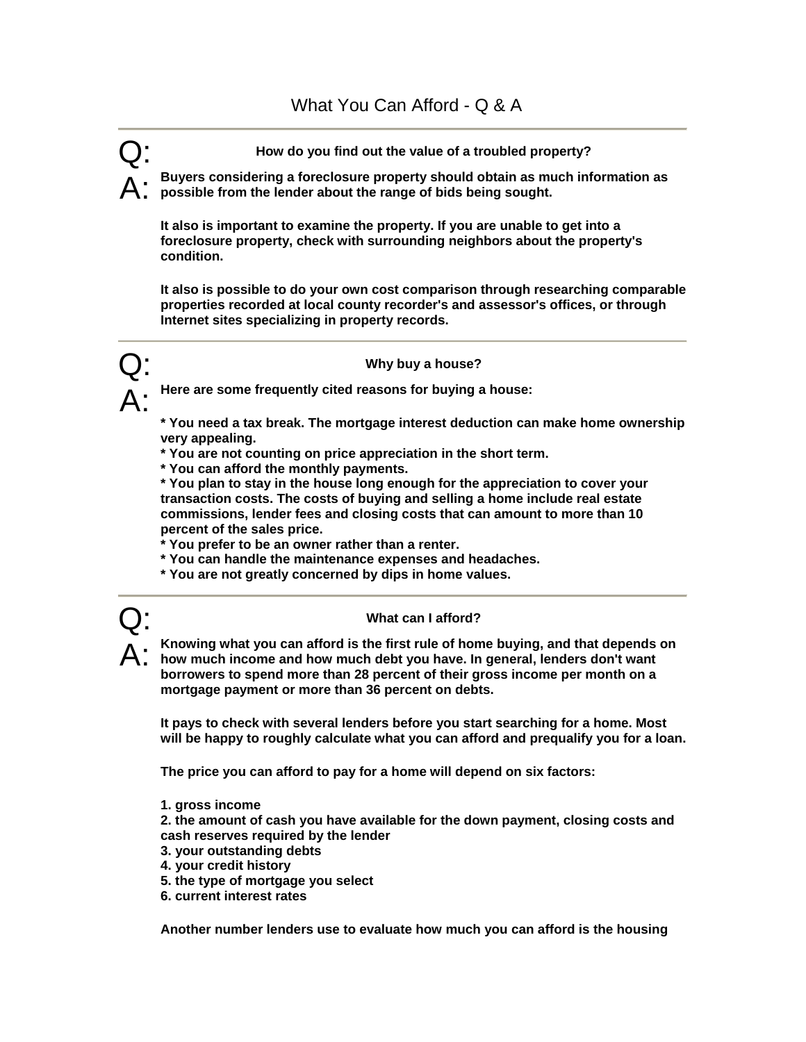# What You Can Afford - Q & A

---

**Q: How do you find out the value of a troubled property?**

**A: Buyers considering a foreclosure property should obtain as much information as possible from the lender about the range of bids being sought.**

**It also is important to examine the property. If you are unable to get into a foreclosure property, check with surrounding neighbors about the property's condition.**

**It also is possible to do your own cost comparison through researching comparable properties recorded at local county recorder's and assessor's offices, or through Internet sites specializing in property records.**

---

**Q: Why buy a house?**

**A: Here are some frequently cited reasons for buying a house:**

**\* You need a tax break. The mortgage interest deduction can make home ownership very appealing.**
**\* You are not counting on price appreciation in the short term.**
**\* You can afford the monthly payments.**
**\* You plan to stay in the house long enough for the appreciation to cover your transaction costs. The costs of buying and selling a home include real estate commissions, lender fees and closing costs that can amount to more than 10 percent of the sales price.**
**\* You prefer to be an owner rather than a renter.**
**\* You can handle the maintenance expenses and headaches.**
**\* You are not greatly concerned by dips in home values.**

---

**Q: What can I afford?**

**A: Knowing what you can afford is the first rule of home buying, and that depends on how much income and how much debt you have. In general, lenders don't want borrowers to spend more than 28 percent of their gross income per month on a mortgage payment or more than 36 percent on debts.**

**It pays to check with several lenders before you start searching for a home. Most will be happy to roughly calculate what you can afford and prequalify you for a loan.**

**The price you can afford to pay for a home will depend on six factors:**

**1. gross income**
**2. the amount of cash you have available for the down payment, closing costs and cash reserves required by the lender**
**3. your outstanding debts**
**4. your credit history**
**5. the type of mortgage you select**
**6. current interest rates**

**Another number lenders use to evaluate how much you can afford is the housing**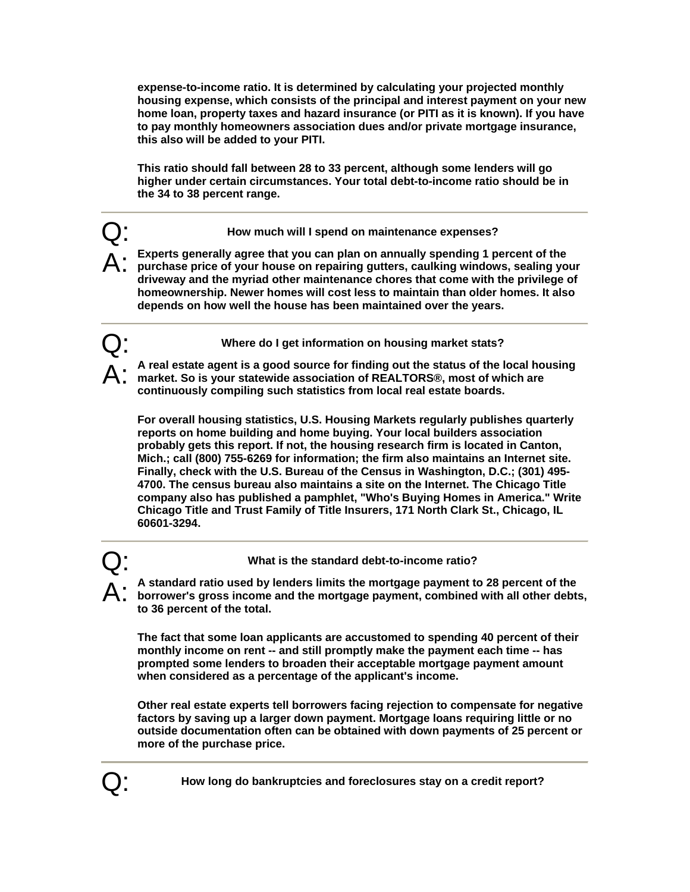**expense-to-income ratio. It is determined by calculating your projected monthly housing expense, which consists of the principal and interest payment on your new home loan, property taxes and hazard insurance (or PITI as it is known). If you have to pay monthly homeowners association dues and/or private mortgage insurance, this also will be added to your PITI.**

**This ratio should fall between 28 to 33 percent, although some lenders will go higher under certain circumstances. Your total debt-to-income ratio should be in the 34 to 38 percent range.**

---

Q: **How much will I spend on maintenance expenses?**

A: **Experts generally agree that you can plan on annually spending 1 percent of the purchase price of your house on repairing gutters, caulking windows, sealing your driveway and the myriad other maintenance chores that come with the privilege of homeownership. Newer homes will cost less to maintain than older homes. It also depends on how well the house has been maintained over the years.**

---

Q: **Where do I get information on housing market stats?**

A: **A real estate agent is a good source for finding out the status of the local housing market. So is your statewide association of REALTORS®, most of which are continuously compiling such statistics from local real estate boards.**

**For overall housing statistics, U.S. Housing Markets regularly publishes quarterly reports on home building and home buying. Your local builders association probably gets this report. If not, the housing research firm is located in Canton, Mich.; call (800) 755-6269 for information; the firm also maintains an Internet site. Finally, check with the U.S. Bureau of the Census in Washington, D.C.; (301) 495-4700. The census bureau also maintains a site on the Internet. The Chicago Title company also has published a pamphlet, "Who's Buying Homes in America." Write Chicago Title and Trust Family of Title Insurers, 171 North Clark St., Chicago, IL 60601-3294.**

---

Q: **What is the standard debt-to-income ratio?**

A: **A standard ratio used by lenders limits the mortgage payment to 28 percent of the borrower's gross income and the mortgage payment, combined with all other debts, to 36 percent of the total.**

**The fact that some loan applicants are accustomed to spending 40 percent of their monthly income on rent -- and still promptly make the payment each time -- has prompted some lenders to broaden their acceptable mortgage payment amount when considered as a percentage of the applicant's income.**

**Other real estate experts tell borrowers facing rejection to compensate for negative factors by saving up a larger down payment. Mortgage loans requiring little or no outside documentation often can be obtained with down payments of 25 percent or more of the purchase price.**

---

Q: **How long do bankruptcies and foreclosures stay on a credit report?**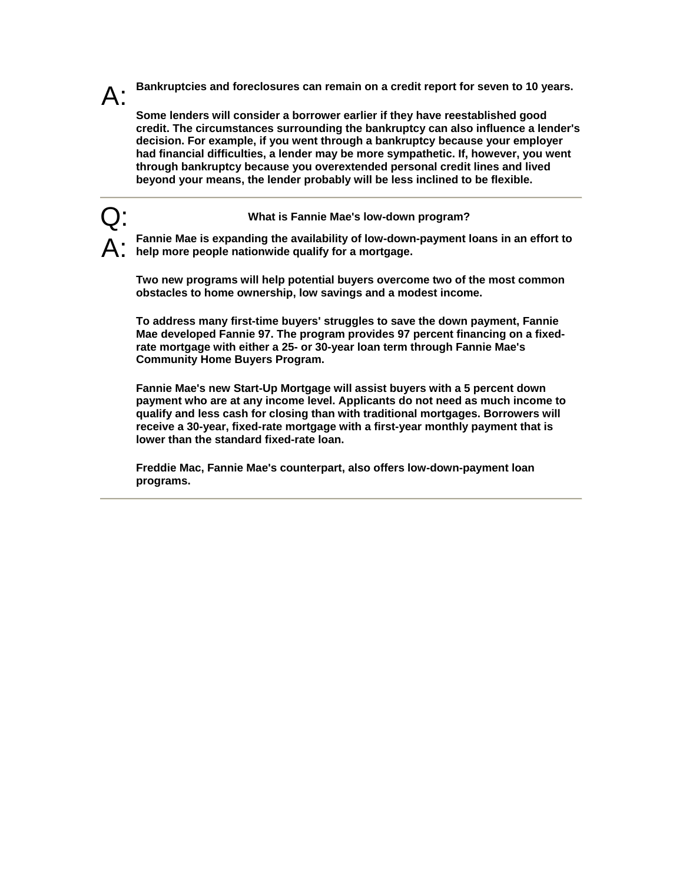A: **Bankruptcies and foreclosures can remain on a credit report for seven to 10 years.**

**Some lenders will consider a borrower earlier if they have reestablished good credit. The circumstances surrounding the bankruptcy can also influence a lender's decision. For example, if you went through a bankruptcy because your employer had financial difficulties, a lender may be more sympathetic. If, however, you went through bankruptcy because you overextended personal credit lines and lived beyond your means, the lender probably will be less inclined to be flexible.**

---

Q: **What is Fannie Mae's low-down program?**

A: **Fannie Mae is expanding the availability of low-down-payment loans in an effort to help more people nationwide qualify for a mortgage.**

**Two new programs will help potential buyers overcome two of the most common obstacles to home ownership, low savings and a modest income.**

**To address many first-time buyers' struggles to save the down payment, Fannie Mae developed Fannie 97. The program provides 97 percent financing on a fixed-rate mortgage with either a 25- or 30-year loan term through Fannie Mae's Community Home Buyers Program.**

**Fannie Mae's new Start-Up Mortgage will assist buyers with a 5 percent down payment who are at any income level. Applicants do not need as much income to qualify and less cash for closing than with traditional mortgages. Borrowers will receive a 30-year, fixed-rate mortgage with a first-year monthly payment that is lower than the standard fixed-rate loan.**

**Freddie Mac, Fannie Mae's counterpart, also offers low-down-payment loan programs.**

---